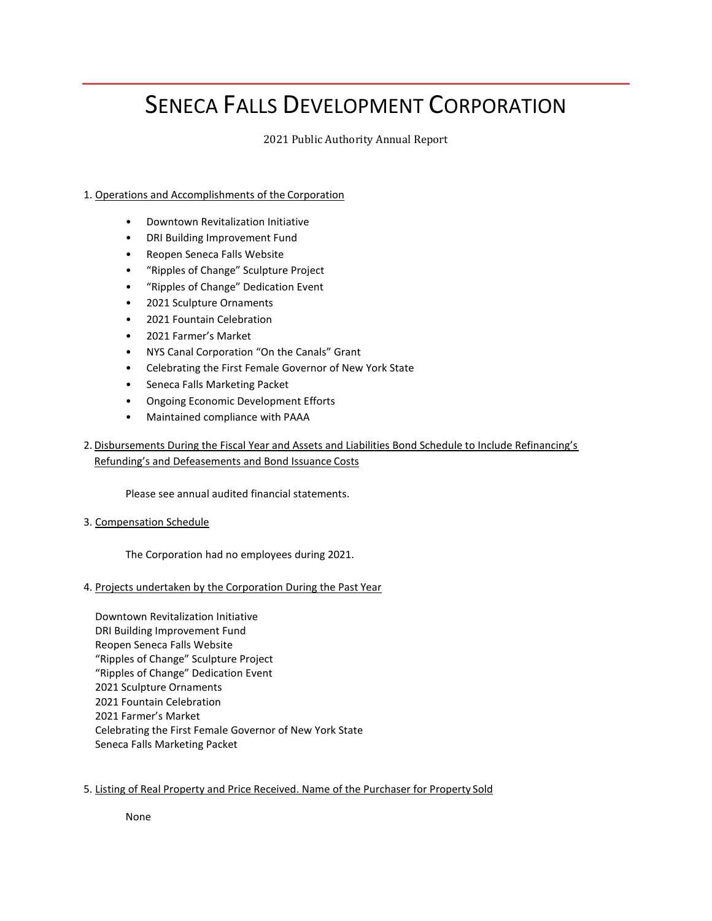# SENECA FALLS DEVELOPMENT CORPORATION

2021 Public Authority Annual Report

1. Operations and Accomplishments of the Corporation

- Downtown Revitalization Initiative
- DRI Building Improvement Fund
- Reopen Seneca Falls Website
- "Ripples of Change" Sculpture Project
- "Ripples of Change" Dedication Event
- 2021 Sculpture Ornaments
- 2021 Fountain Celebration
- 2021 Farmer's Market
- NYS Canal Corporation "On the Canals" Grant
- Celebrating the First Female Governor of New York State
- Seneca Falls Marketing Packet
- Ongoing Economic Development Efforts
- Maintained compliance with PAAA

2. Disbursements During the Fiscal Year and Assets and Liabilities Bond Schedule to Include Refinancing's Refunding's and Defeasements and Bond Issuance Costs

Please see annual audited financial statements.

3. Compensation Schedule

The Corporation had no employees during 2021.

4. Projects undertaken by the Corporation During the Past Year

Downtown Revitalization Initiative
DRI Building Improvement Fund
Reopen Seneca Falls Website
"Ripples of Change" Sculpture Project
"Ripples of Change" Dedication Event
2021 Sculpture Ornaments
2021 Fountain Celebration
2021 Farmer's Market
Celebrating the First Female Governor of New York State
Seneca Falls Marketing Packet

5. Listing of Real Property and Price Received. Name of the Purchaser for Property Sold

None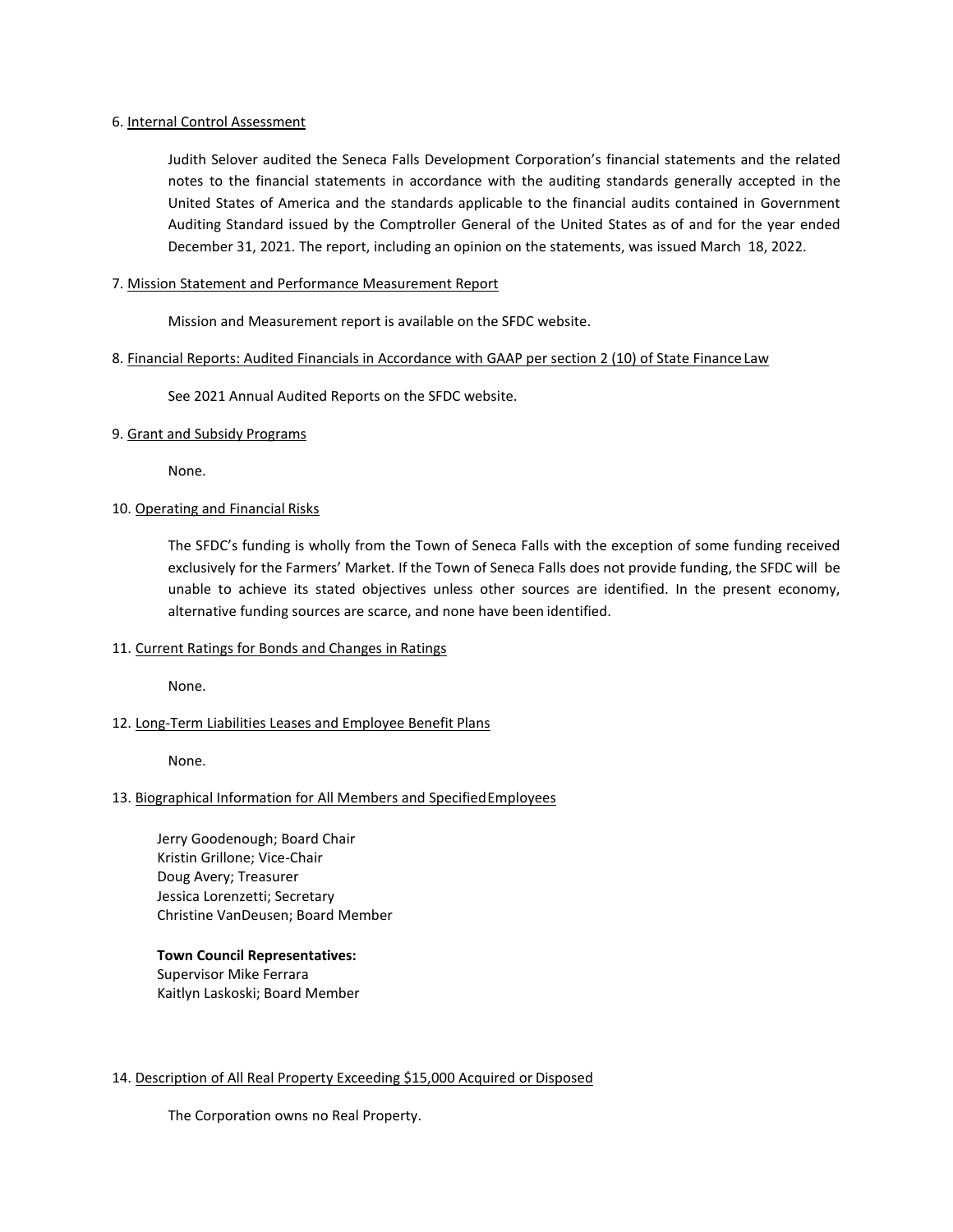6. Internal Control Assessment

Judith Selover audited the Seneca Falls Development Corporation's financial statements and the related notes to the financial statements in accordance with the auditing standards generally accepted in the United States of America and the standards applicable to the financial audits contained in Government Auditing Standard issued by the Comptroller General of the United States as of and for the year ended December 31, 2021. The report, including an opinion on the statements, was issued March 18, 2022.

7. Mission Statement and Performance Measurement Report

Mission and Measurement report is available on the SFDC website.

8. Financial Reports: Audited Financials in Accordance with GAAP per section 2 (10) of State Finance Law

See 2021 Annual Audited Reports on the SFDC website.

9. Grant and Subsidy Programs

None.

10. Operating and Financial Risks

The SFDC's funding is wholly from the Town of Seneca Falls with the exception of some funding received exclusively for the Farmers' Market. If the Town of Seneca Falls does not provide funding, the SFDC will be unable to achieve its stated objectives unless other sources are identified. In the present economy, alternative funding sources are scarce, and none have been identified.

11. Current Ratings for Bonds and Changes in Ratings

None.

12. Long-Term Liabilities Leases and Employee Benefit Plans

None.

13. Biographical Information for All Members and Specified Employees

Jerry Goodenough; Board Chair
Kristin Grillone; Vice-Chair
Doug Avery; Treasurer
Jessica Lorenzetti; Secretary
Christine VanDeusen; Board Member

**Town Council Representatives:**
Supervisor Mike Ferrara
Kaitlyn Laskoski; Board Member

14. Description of All Real Property Exceeding $15,000 Acquired or Disposed

The Corporation owns no Real Property.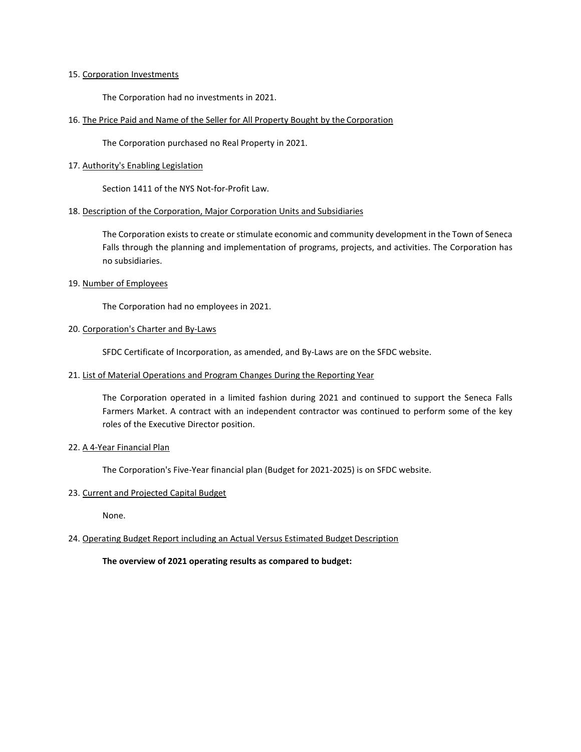15. <u>Corporation Investments</u>

The Corporation had no investments in 2021.

16. <u>The Price Paid and Name of the Seller for All Property Bought by the Corporation</u>

The Corporation purchased no Real Property in 2021.

17. <u>Authority's Enabling Legislation</u>

Section 1411 of the NYS Not-for-Profit Law.

18. <u>Description of the Corporation, Major Corporation Units and Subsidiaries</u>

The Corporation exists to create or stimulate economic and community development in the Town of Seneca Falls through the planning and implementation of programs, projects, and activities. The Corporation has no subsidiaries.

19. <u>Number of Employees</u>

The Corporation had no employees in 2021.

20. <u>Corporation's Charter and By-Laws</u>

SFDC Certificate of Incorporation, as amended, and By-Laws are on the SFDC website.

21. <u>List of Material Operations and Program Changes During the Reporting Year</u>

The Corporation operated in a limited fashion during 2021 and continued to support the Seneca Falls Farmers Market. A contract with an independent contractor was continued to perform some of the key roles of the Executive Director position.

22. <u>A 4-Year Financial Plan</u>

The Corporation's Five-Year financial plan (Budget for 2021-2025) is on SFDC website.

23. <u>Current and Projected Capital Budget</u>

None.

24. <u>Operating Budget Report including an Actual Versus Estimated Budget Description</u>

**The overview of 2021 operating results as compared to budget:**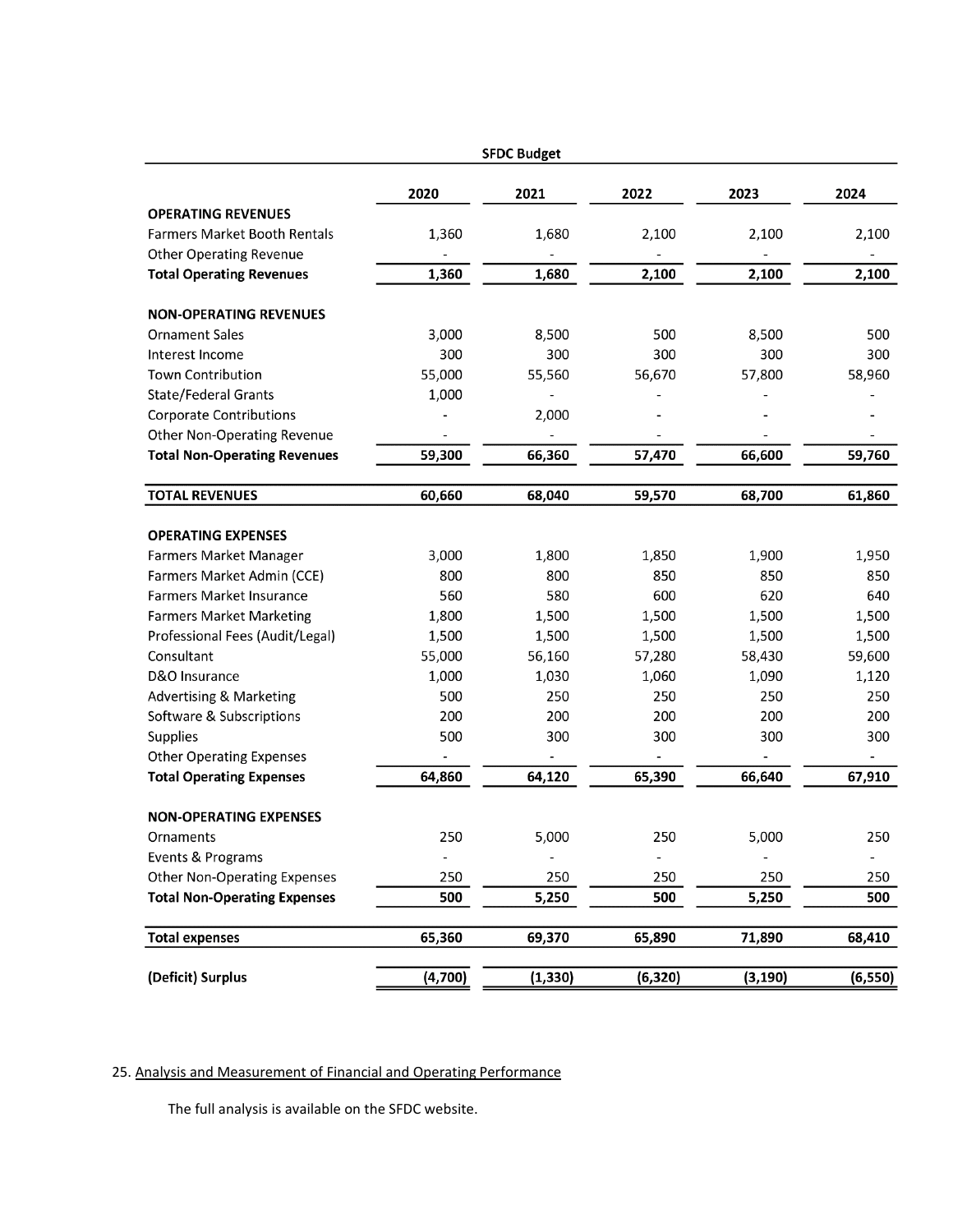| SFDC Budget | | | | | |
|---|---|---|---|---|---|
| | 2020 | 2021 | 2022 | 2023 | 2024 |
| **OPERATING REVENUES** | | | | | |
| Farmers Market Booth Rentals | 1,360 | 1,680 | 2,100 | 2,100 | 2,100 |
| Other Operating Revenue | - | - | - | - | - |
| **Total Operating Revenues** | **1,360** | **1,680** | **2,100** | **2,100** | **2,100** |
| | | | | | |
| **NON-OPERATING REVENUES** | | | | | |
| Ornament Sales | 3,000 | 8,500 | 500 | 8,500 | 500 |
| Interest Income | 300 | 300 | 300 | 300 | 300 |
| Town Contribution | 55,000 | 55,560 | 56,670 | 57,800 | 58,960 |
| State/Federal Grants | 1,000 | - | - | - | - |
| Corporate Contributions | - | 2,000 | - | - | - |
| Other Non-Operating Revenue | - | - | - | - | - |
| **Total Non-Operating Revenues** | **59,300** | **66,360** | **57,470** | **66,600** | **59,760** |
| | | | | | |
| **TOTAL REVENUES** | **60,660** | **68,040** | **59,570** | **68,700** | **61,860** |
| | | | | | |
| **OPERATING EXPENSES** | | | | | |
| Farmers Market Manager | 3,000 | 1,800 | 1,850 | 1,900 | 1,950 |
| Farmers Market Admin (CCE) | 800 | 800 | 850 | 850 | 850 |
| Farmers Market Insurance | 560 | 580 | 600 | 620 | 640 |
| Farmers Market Marketing | 1,800 | 1,500 | 1,500 | 1,500 | 1,500 |
| Professional Fees (Audit/Legal) | 1,500 | 1,500 | 1,500 | 1,500 | 1,500 |
| Consultant | 55,000 | 56,160 | 57,280 | 58,430 | 59,600 |
| D&O Insurance | 1,000 | 1,030 | 1,060 | 1,090 | 1,120 |
| Advertising & Marketing | 500 | 250 | 250 | 250 | 250 |
| Software & Subscriptions | 200 | 200 | 200 | 200 | 200 |
| Supplies | 500 | 300 | 300 | 300 | 300 |
| Other Operating Expenses | - | - | - | - | - |
| **Total Operating Expenses** | **64,860** | **64,120** | **65,390** | **66,640** | **67,910** |
| | | | | | |
| **NON-OPERATING EXPENSES** | | | | | |
| Ornaments | 250 | 5,000 | 250 | 5,000 | 250 |
| Events & Programs | - | - | - | - | - |
| Other Non-Operating Expenses | 250 | 250 | 250 | 250 | 250 |
| **Total Non-Operating Expenses** | **500** | **5,250** | **500** | **5,250** | **500** |
| | | | | | |
| **Total expenses** | **65,360** | **69,370** | **65,890** | **71,890** | **68,410** |
| | | | | | |
| **(Deficit) Surplus** | **(4,700)** | **(1,330)** | **(6,320)** | **(3,190)** | **(6,550)** |

25. Analysis and Measurement of Financial and Operating Performance

The full analysis is available on the SFDC website.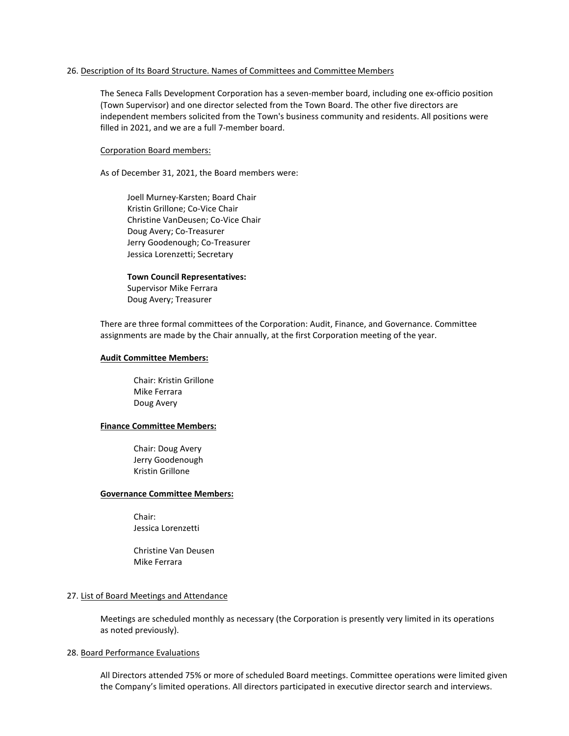26. Description of Its Board Structure. Names of Committees and Committee Members

The Seneca Falls Development Corporation has a seven-member board, including one ex-officio position (Town Supervisor) and one director selected from the Town Board. The other five directors are independent members solicited from the Town's business community and residents. All positions were filled in 2021, and we are a full 7-member board.

Corporation Board members:

As of December 31, 2021, the Board members were:

Joell Murney-Karsten; Board Chair
Kristin Grillone; Co-Vice Chair
Christine VanDeusen; Co-Vice Chair
Doug Avery; Co-Treasurer
Jerry Goodenough; Co-Treasurer
Jessica Lorenzetti; Secretary

**Town Council Representatives:**
Supervisor Mike Ferrara
Doug Avery; Treasurer

There are three formal committees of the Corporation: Audit, Finance, and Governance. Committee assignments are made by the Chair annually, at the first Corporation meeting of the year.

**Audit Committee Members:**

Chair: Kristin Grillone
Mike Ferrara
Doug Avery

**Finance Committee Members:**

Chair: Doug Avery
Jerry Goodenough
Kristin Grillone

**Governance Committee Members:**

Chair:
Jessica Lorenzetti

Christine Van Deusen
Mike Ferrara

27. List of Board Meetings and Attendance

Meetings are scheduled monthly as necessary (the Corporation is presently very limited in its operations as noted previously).

28. Board Performance Evaluations

All Directors attended 75% or more of scheduled Board meetings. Committee operations were limited given the Company's limited operations. All directors participated in executive director search and interviews.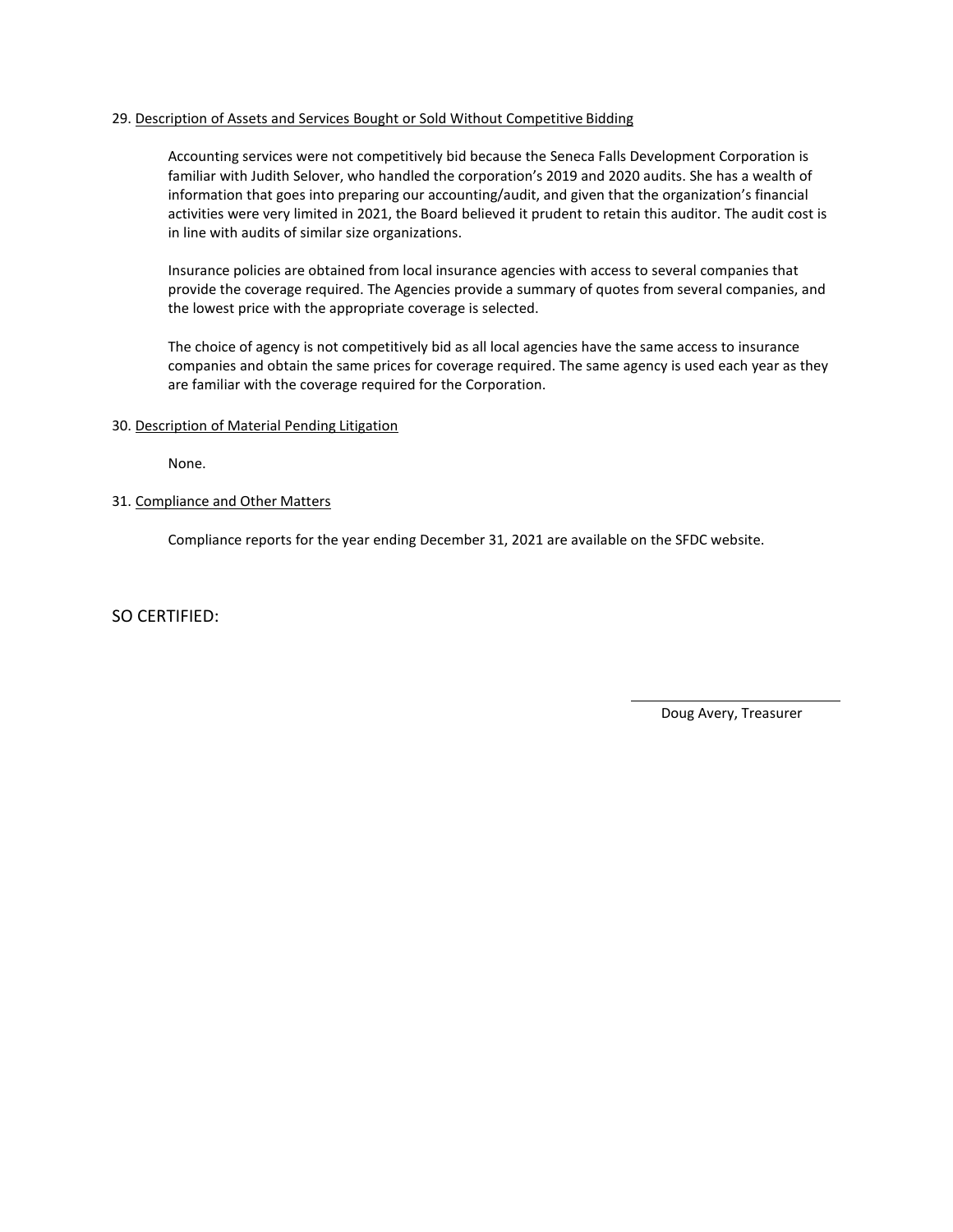29. Description of Assets and Services Bought or Sold Without Competitive Bidding

Accounting services were not competitively bid because the Seneca Falls Development Corporation is familiar with Judith Selover, who handled the corporation's 2019 and 2020 audits. She has a wealth of information that goes into preparing our accounting/audit, and given that the organization's financial activities were very limited in 2021, the Board believed it prudent to retain this auditor. The audit cost is in line with audits of similar size organizations.

Insurance policies are obtained from local insurance agencies with access to several companies that provide the coverage required. The Agencies provide a summary of quotes from several companies, and the lowest price with the appropriate coverage is selected.

The choice of agency is not competitively bid as all local agencies have the same access to insurance companies and obtain the same prices for coverage required. The same agency is used each year as they are familiar with the coverage required for the Corporation.

30. Description of Material Pending Litigation

None.

31. Compliance and Other Matters

Compliance reports for the year ending December 31, 2021 are available on the SFDC website.

SO CERTIFIED:

Doug Avery, Treasurer